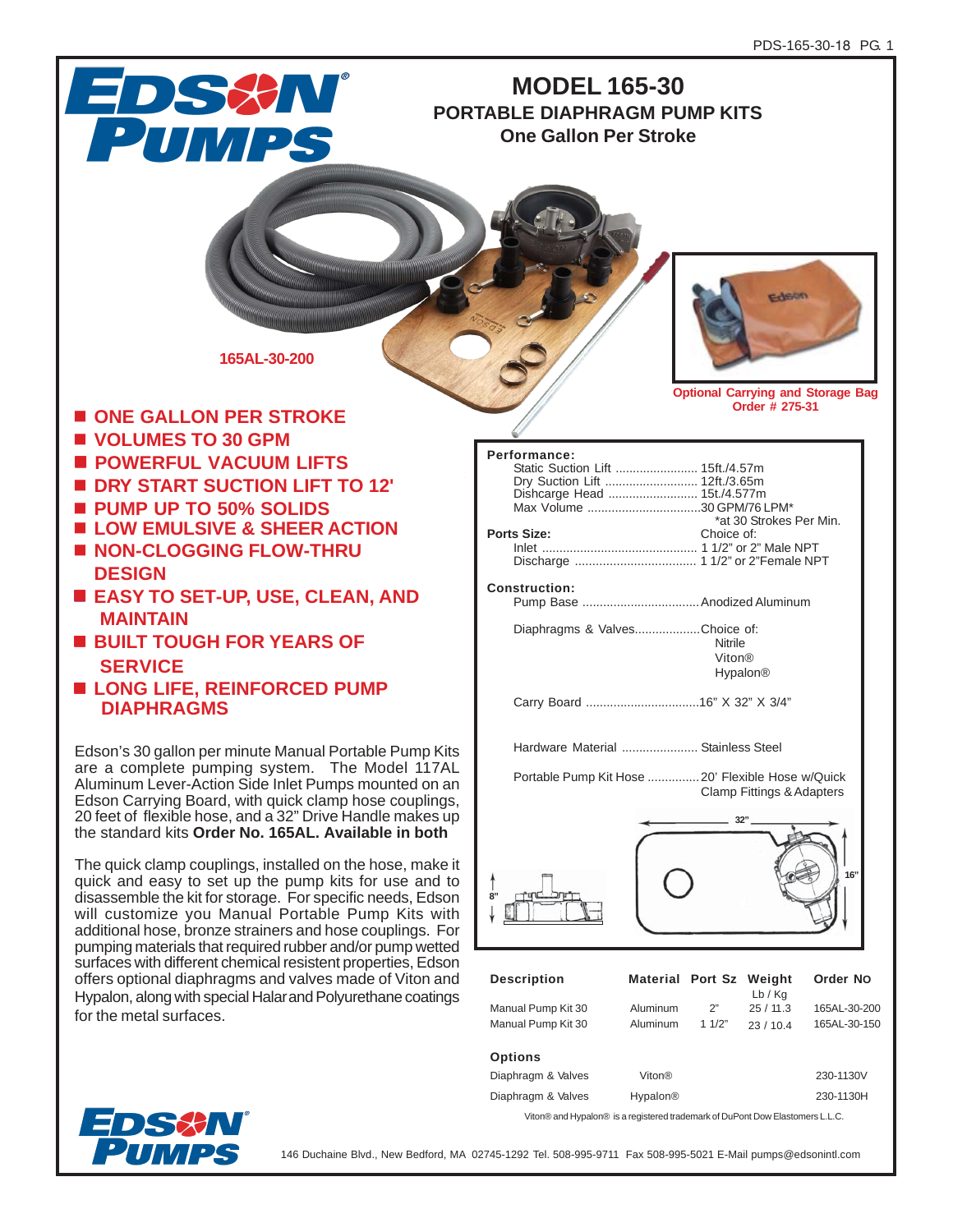# EDSON PUMPS

# MODEL 165-30

## PORTABLE DIAPHRAGM PUMP KITS

### One Gallon Per Stroke

165AL-30-200

Optional Carrying and Storage Bag
Order # 275-31

- ONE GALLON PER STROKE
- VOLUMES TO 30 GPM
- POWERFUL VACUUM LIFTS
- DRY START SUCTION LIFT TO 12'
- PUMP UP TO 50% SOLIDS
- LOW EMULSIVE & SHEER ACTION
- NON-CLOGGING FLOW-THRU DESIGN
- EASY TO SET-UP, USE, CLEAN, AND MAINTAIN
- BUILT TOUGH FOR YEARS OF SERVICE
- LONG LIFE, REINFORCED PUMP DIAPHRAGMS

Edson's 30 gallon per minute Manual Portable Pump Kits are a complete pumping system. The Model 117AL Aluminum Lever-Action Side Inlet Pumps mounted on an Edson Carrying Board, with quick clamp hose couplings, 20 feet of flexible hose, and a 32" Drive Handle makes up the standard kits **Order No. 165AL. Available in both**

The quick clamp couplings, installed on the hose, make it quick and easy to set up the pump kits for use and to disassemble the kit for storage. For specific needs, Edson will customize you Manual Portable Pump Kits with additional hose, bronze strainers and hose couplings. For pumping materials that required rubber and/or pump wetted surfaces with different chemical resistent properties, Edson offers optional diaphragms and valves made of Viton and Hypalon, along with special Halar and Polyurethane coatings for the metal surfaces.

**Performance:**

- Static Suction Lift ........................ 15ft./4.57m
- Dry Suction Lift ........................... 12ft./3.65m
- Dishcarge Head .......................... 15t./4.577m
- Max Volume .................................30 GPM/76 LPM*
  - *at 30 Strokes Per Min.

**Ports Size:** Choice of:

- Inlet ............................................. 1 1/2" or 2" Male NPT
- Discharge ................................... 1 1/2" or 2"Female NPT

**Construction:**

- Pump Base ..................................Anodized Aluminum
- Diaphragms & Valves...................Choice of: Nitrile, Viton®, Hypalon®
- Carry Board .................................16" X 32" X 3/4"
- Hardware Material ...................... Stainless Steel
- Portable Pump Kit Hose ...............20' Flexible Hose w/Quick Clamp Fittings & Adapters

32" · 16" · 8"

| Description | Material | Port Sz | Weight Lb / Kg | Order No |
|---|---|---|---|---|
| Manual Pump Kit 30 | Aluminum | 2" | 25 / 11.3 | 165AL-30-200 |
| Manual Pump Kit 30 | Aluminum | 1 1/2" | 23 / 10.4 | 165AL-30-150 |
| **Options** | | | | |
| Diaphragm & Valves | Viton® | | | 230-1130V |
| Diaphragm & Valves | Hypalon® | | | 230-1130H |

Viton® and Hypalon® is a registered trademark of DuPont Dow Elastomers L.L.C.

EDSON PUMPS

146 Duchaine Blvd., New Bedford, MA 02745-1292 Tel. 508-995-9711 Fax 508-995-5021 E-Mail pumps@edsonintl.com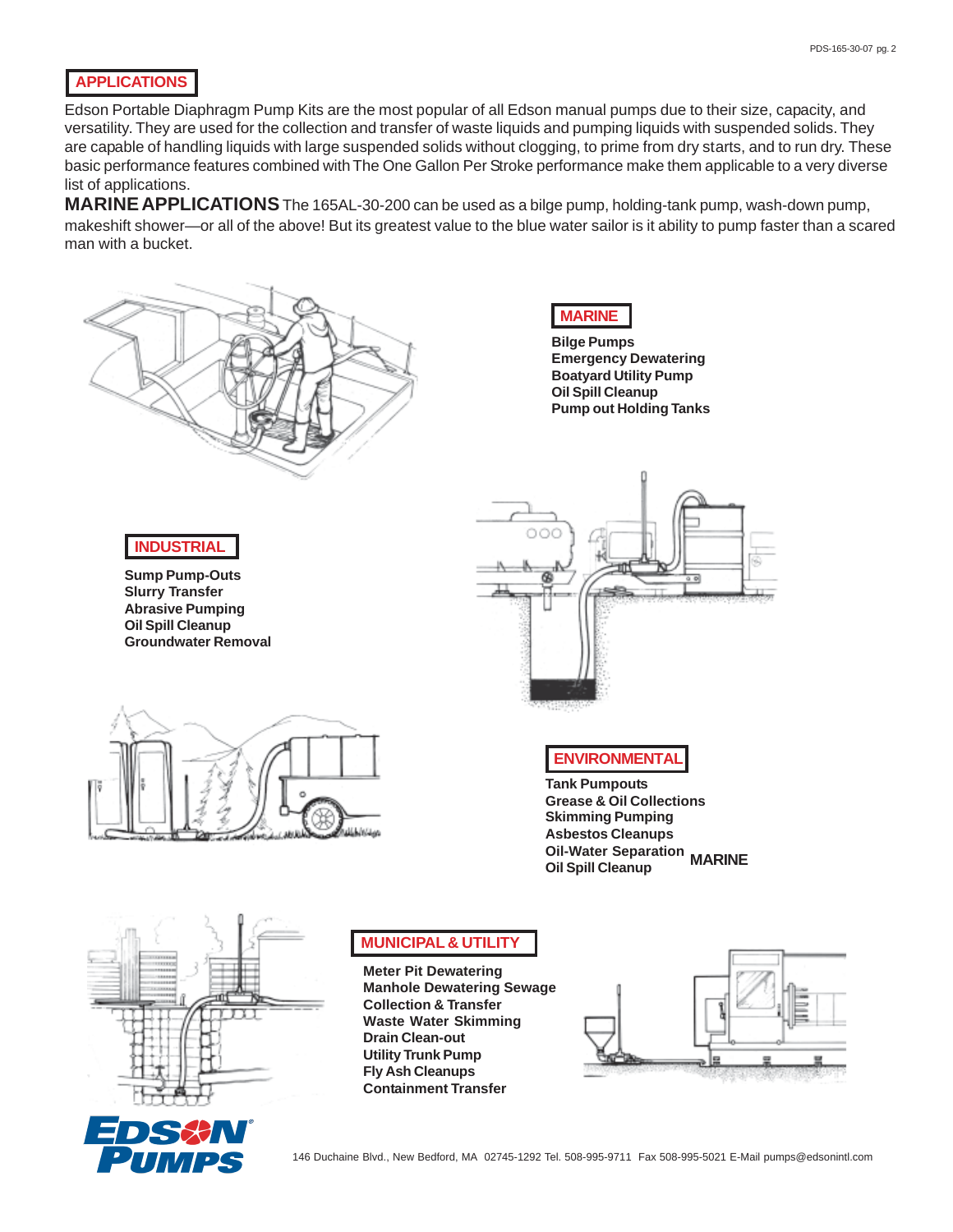## APPLICATIONS

Edson Portable Diaphragm Pump Kits are the most popular of all Edson manual pumps due to their size, capacity, and versatility. They are used for the collection and transfer of waste liquids and pumping liquids with suspended solids. They are capable of handling liquids with large suspended solids without clogging, to prime from dry starts, and to run dry. These basic performance features combined with The One Gallon Per Stroke performance make them applicable to a very diverse list of applications.

**MARINE APPLICATIONS** The 165AL-30-200 can be used as a bilge pump, holding-tank pump, wash-down pump, makeshift shower—or all of the above! But its greatest value to the blue water sailor is it ability to pump faster than a scared man with a bucket.

### MARINE

**Bilge Pumps**
**Emergency Dewatering**
**Boatyard Utility Pump**
**Oil Spill Cleanup**
**Pump out Holding Tanks**

### INDUSTRIAL

**Sump Pump-Outs**
**Slurry Transfer**
**Abrasive Pumping**
**Oil Spill Cleanup**
**Groundwater Removal**

### ENVIRONMENTAL

**Tank Pumpouts**
**Grease & Oil Collections**
**Skimming Pumping**
**Asbestos Cleanups**
**Oil-Water Separation**
**Oil Spill Cleanup**

**MARINE**

### MUNICIPAL & UTILITY

**Meter Pit Dewatering**
**Manhole Dewatering Sewage**
**Collection & Transfer**
**Waste Water Skimming**
**Drain Clean-out**
**Utility Trunk Pump**
**Fly Ash Cleanups**
**Containment Transfer**

EDSON PUMPS

146 Duchaine Blvd., New Bedford, MA 02745-1292 Tel. 508-995-9711 Fax 508-995-5021 E-Mail pumps@edsonintl.com